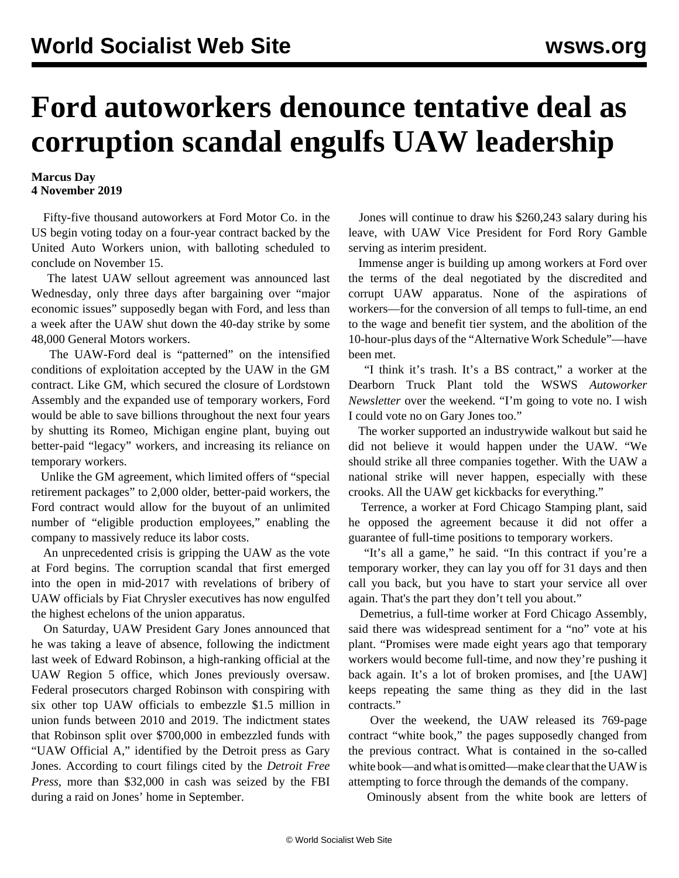# Ford autoworkers denounce tentative deal as corruption scandal engulfs UAW leadership

**Marcus Day**
**4 November 2019**

Fifty-five thousand autoworkers at Ford Motor Co. in the US begin voting today on a four-year contract backed by the United Auto Workers union, with balloting scheduled to conclude on November 15.

The latest UAW sellout agreement was announced last Wednesday, only three days after bargaining over "major economic issues" supposedly began with Ford, and less than a week after the UAW shut down the 40-day strike by some 48,000 General Motors workers.

The UAW-Ford deal is "patterned" on the intensified conditions of exploitation accepted by the UAW in the GM contract. Like GM, which secured the closure of Lordstown Assembly and the expanded use of temporary workers, Ford would be able to save billions throughout the next four years by shutting its Romeo, Michigan engine plant, buying out better-paid "legacy" workers, and increasing its reliance on temporary workers.

Unlike the GM agreement, which limited offers of "special retirement packages" to 2,000 older, better-paid workers, the Ford contract would allow for the buyout of an unlimited number of "eligible production employees," enabling the company to massively reduce its labor costs.

An unprecedented crisis is gripping the UAW as the vote at Ford begins. The corruption scandal that first emerged into the open in mid-2017 with revelations of bribery of UAW officials by Fiat Chrysler executives has now engulfed the highest echelons of the union apparatus.

On Saturday, UAW President Gary Jones announced that he was taking a leave of absence, following the indictment last week of Edward Robinson, a high-ranking official at the UAW Region 5 office, which Jones previously oversaw. Federal prosecutors charged Robinson with conspiring with six other top UAW officials to embezzle $1.5 million in union funds between 2010 and 2019. The indictment states that Robinson split over $700,000 in embezzled funds with "UAW Official A," identified by the Detroit press as Gary Jones. According to court filings cited by the *Detroit Free Press*, more than $32,000 in cash was seized by the FBI during a raid on Jones' home in September.

Jones will continue to draw his $260,243 salary during his leave, with UAW Vice President for Ford Rory Gamble serving as interim president.

Immense anger is building up among workers at Ford over the terms of the deal negotiated by the discredited and corrupt UAW apparatus. None of the aspirations of workers—for the conversion of all temps to full-time, an end to the wage and benefit tier system, and the abolition of the 10-hour-plus days of the "Alternative Work Schedule"—have been met.

"I think it's trash. It's a BS contract," a worker at the Dearborn Truck Plant told the WSWS *Autoworker Newsletter* over the weekend. "I'm going to vote no. I wish I could vote no on Gary Jones too."

The worker supported an industrywide walkout but said he did not believe it would happen under the UAW. "We should strike all three companies together. With the UAW a national strike will never happen, especially with these crooks. All the UAW get kickbacks for everything."

Terrence, a worker at Ford Chicago Stamping plant, said he opposed the agreement because it did not offer a guarantee of full-time positions to temporary workers.

"It's all a game," he said. "In this contract if you're a temporary worker, they can lay you off for 31 days and then call you back, but you have to start your service all over again. That's the part they don't tell you about."

Demetrius, a full-time worker at Ford Chicago Assembly, said there was widespread sentiment for a "no" vote at his plant. "Promises were made eight years ago that temporary workers would become full-time, and now they're pushing it back again. It's a lot of broken promises, and [the UAW] keeps repeating the same thing as they did in the last contracts."

Over the weekend, the UAW released its 769-page contract "white book," the pages supposedly changed from the previous contract. What is contained in the so-called white book—and what is omitted—make clear that the UAW is attempting to force through the demands of the company.

Ominously absent from the white book are letters of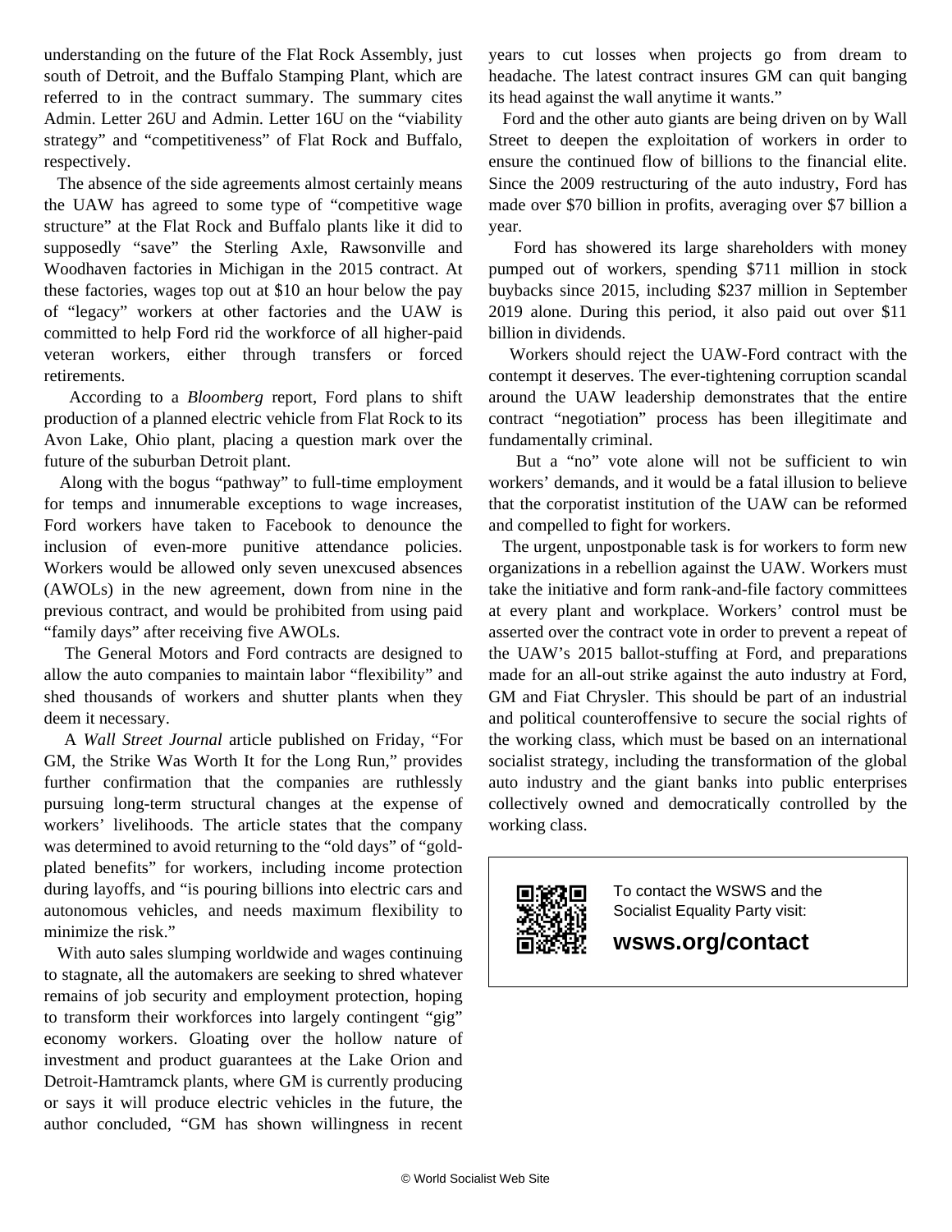understanding on the future of the Flat Rock Assembly, just south of Detroit, and the Buffalo Stamping Plant, which are referred to in the contract summary. The summary cites Admin. Letter 26U and Admin. Letter 16U on the "viability strategy" and "competitiveness" of Flat Rock and Buffalo, respectively.

The absence of the side agreements almost certainly means the UAW has agreed to some type of "competitive wage structure" at the Flat Rock and Buffalo plants like it did to supposedly "save" the Sterling Axle, Rawsonville and Woodhaven factories in Michigan in the 2015 contract. At these factories, wages top out at $10 an hour below the pay of "legacy" workers at other factories and the UAW is committed to help Ford rid the workforce of all higher-paid veteran workers, either through transfers or forced retirements.

According to a *Bloomberg* report, Ford plans to shift production of a planned electric vehicle from Flat Rock to its Avon Lake, Ohio plant, placing a question mark over the future of the suburban Detroit plant.

Along with the bogus "pathway" to full-time employment for temps and innumerable exceptions to wage increases, Ford workers have taken to Facebook to denounce the inclusion of even-more punitive attendance policies. Workers would be allowed only seven unexcused absences (AWOLs) in the new agreement, down from nine in the previous contract, and would be prohibited from using paid "family days" after receiving five AWOLs.

The General Motors and Ford contracts are designed to allow the auto companies to maintain labor "flexibility" and shed thousands of workers and shutter plants when they deem it necessary.

A *Wall Street Journal* article published on Friday, "For GM, the Strike Was Worth It for the Long Run," provides further confirmation that the companies are ruthlessly pursuing long-term structural changes at the expense of workers' livelihoods. The article states that the company was determined to avoid returning to the "old days" of "gold-plated benefits" for workers, including income protection during layoffs, and "is pouring billions into electric cars and autonomous vehicles, and needs maximum flexibility to minimize the risk."

With auto sales slumping worldwide and wages continuing to stagnate, all the automakers are seeking to shred whatever remains of job security and employment protection, hoping to transform their workforces into largely contingent "gig" economy workers. Gloating over the hollow nature of investment and product guarantees at the Lake Orion and Detroit-Hamtramck plants, where GM is currently producing or says it will produce electric vehicles in the future, the author concluded, "GM has shown willingness in recent years to cut losses when projects go from dream to headache. The latest contract insures GM can quit banging its head against the wall anytime it wants."

Ford and the other auto giants are being driven on by Wall Street to deepen the exploitation of workers in order to ensure the continued flow of billions to the financial elite. Since the 2009 restructuring of the auto industry, Ford has made over $70 billion in profits, averaging over $7 billion a year.

Ford has showered its large shareholders with money pumped out of workers, spending $711 million in stock buybacks since 2015, including $237 million in September 2019 alone. During this period, it also paid out over $11 billion in dividends.

Workers should reject the UAW-Ford contract with the contempt it deserves. The ever-tightening corruption scandal around the UAW leadership demonstrates that the entire contract "negotiation" process has been illegitimate and fundamentally criminal.

But a "no" vote alone will not be sufficient to win workers' demands, and it would be a fatal illusion to believe that the corporatist institution of the UAW can be reformed and compelled to fight for workers.

The urgent, unpostponable task is for workers to form new organizations in a rebellion against the UAW. Workers must take the initiative and form rank-and-file factory committees at every plant and workplace. Workers' control must be asserted over the contract vote in order to prevent a repeat of the UAW's 2015 ballot-stuffing at Ford, and preparations made for an all-out strike against the auto industry at Ford, GM and Fiat Chrysler. This should be part of an industrial and political counteroffensive to secure the social rights of the working class, which must be based on an international socialist strategy, including the transformation of the global auto industry and the giant banks into public enterprises collectively owned and democratically controlled by the working class.

To contact the WSWS and the Socialist Equality Party visit:

**wsws.org/contact**